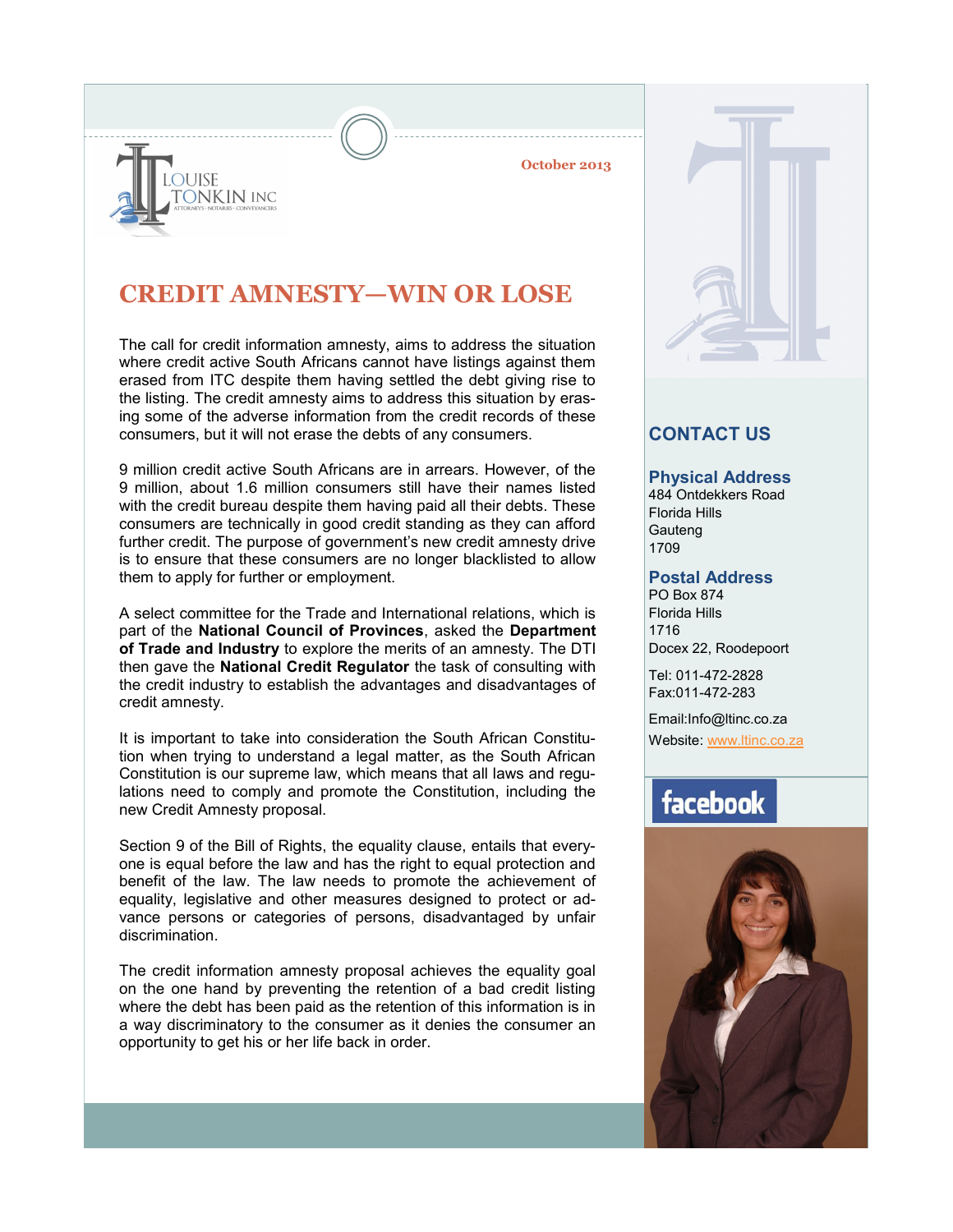LOUISE TONKIN INC

ATTORNEYS · NOTARIES · CONVEYANCERS

October 2013

# CREDIT AMNESTY—WIN OR LOSE

The call for credit information amnesty, aims to address the situation where credit active South Africans cannot have listings against them erased from ITC despite them having settled the debt giving rise to the listing. The credit amnesty aims to address this situation by erasing some of the adverse information from the credit records of these consumers, but it will not erase the debts of any consumers.

9 million credit active South Africans are in arrears. However, of the 9 million, about 1.6 million consumers still have their names listed with the credit bureau despite them having paid all their debts. These consumers are technically in good credit standing as they can afford further credit. The purpose of government's new credit amnesty drive is to ensure that these consumers are no longer blacklisted to allow them to apply for further or employment.

A select committee for the Trade and International relations, which is part of the **National Council of Provinces**, asked the **Department of Trade and Industry** to explore the merits of an amnesty. The DTI then gave the **National Credit Regulator** the task of consulting with the credit industry to establish the advantages and disadvantages of credit amnesty.

It is important to take into consideration the South African Constitution when trying to understand a legal matter, as the South African Constitution is our supreme law, which means that all laws and regulations need to comply and promote the Constitution, including the new Credit Amnesty proposal.

Section 9 of the Bill of Rights, the equality clause, entails that everyone is equal before the law and has the right to equal protection and benefit of the law. The law needs to promote the achievement of equality, legislative and other measures designed to protect or advance persons or categories of persons, disadvantaged by unfair discrimination.

The credit information amnesty proposal achieves the equality goal on the one hand by preventing the retention of a bad credit listing where the debt has been paid as the retention of this information is in a way discriminatory to the consumer as it denies the consumer an opportunity to get his or her life back in order.

## CONTACT US

### Physical Address

484 Ontdekkers Road
Florida Hills
Gauteng
1709

### Postal Address

PO Box 874
Florida Hills
1716
Docex 22, Roodepoort

Tel: 011-472-2828
Fax:011-472-283

Email:Info@ltinc.co.za
Website: www.ltinc.co.za

facebook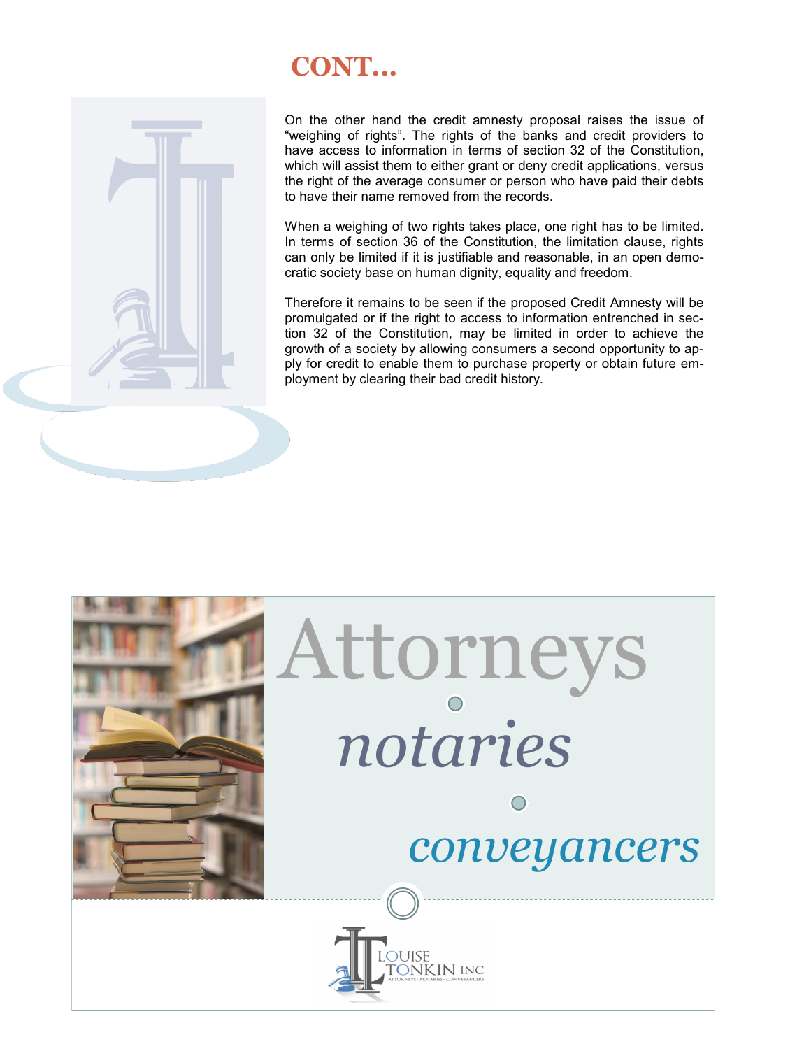# CONT…

On the other hand the credit amnesty proposal raises the issue of "weighing of rights". The rights of the banks and credit providers to have access to information in terms of section 32 of the Constitution, which will assist them to either grant or deny credit applications, versus the right of the average consumer or person who have paid their debts to have their name removed from the records.

When a weighing of two rights takes place, one right has to be limited. In terms of section 36 of the Constitution, the limitation clause, rights can only be limited if it is justifiable and reasonable, in an open democratic society base on human dignity, equality and freedom.

Therefore it remains to be seen if the proposed Credit Amnesty will be promulgated or if the right to access to information entrenched in section 32 of the Constitution, may be limited in order to achieve the growth of a society by allowing consumers a second opportunity to apply for credit to enable them to purchase property or obtain future employment by clearing their bad credit history.

Attorneys

*notaries*

*conveyancers*

LOUISE TONKIN INC

ATTORNEYS · NOTARIES · CONVEYANCERS